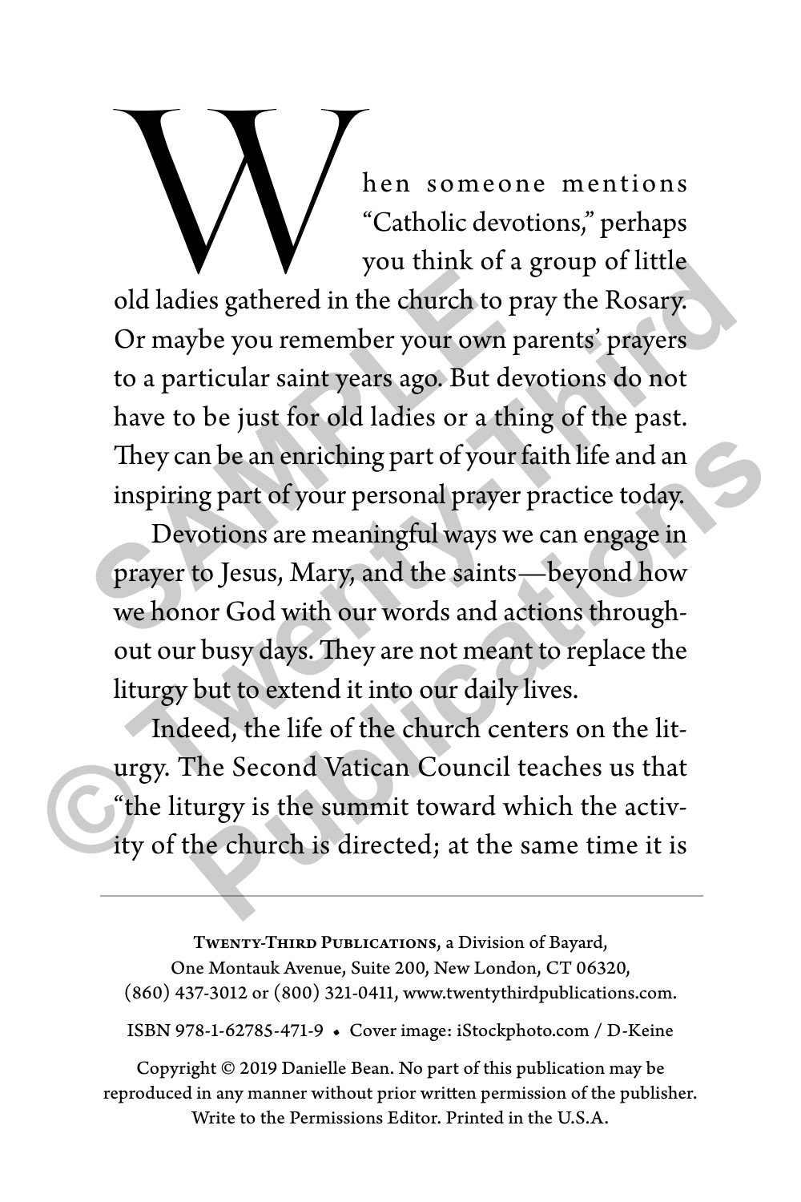When someone mentions "Catholic devotions," perhaps you think of a group of little old ladies gathered in the church to pray the Rosary. Or maybe you remember your own parents' prayers to a particular saint years ago. But devotions do not have to be just for old ladies or a thing of the past. They can be an enriching part of your faith life and an inspiring part of your personal prayer practice today.

Devotions are meaningful ways we can engage in prayer to Jesus, Mary, and the saints—beyond how we honor God with our words and actions throughout our busy days. They are not meant to replace the liturgy but to extend it into our daily lives.

Indeed, the life of the church centers on the liturgy. The Second Vatican Council teaches us that "the liturgy is the summit toward which the activity of the church is directed; at the same time it is

---

**Twenty-Third Publications**, a Division of Bayard, One Montauk Avenue, Suite 200, New London, CT 06320, (860) 437-3012 or (800) 321-0411, www.twentythirdpublications.com.

ISBN 978-1-62785-471-9 • Cover image: iStockphoto.com / D-Keine

Copyright © 2019 Danielle Bean. No part of this publication may be reproduced in any manner without prior written permission of the publisher. Write to the Permissions Editor. Printed in the U.S.A.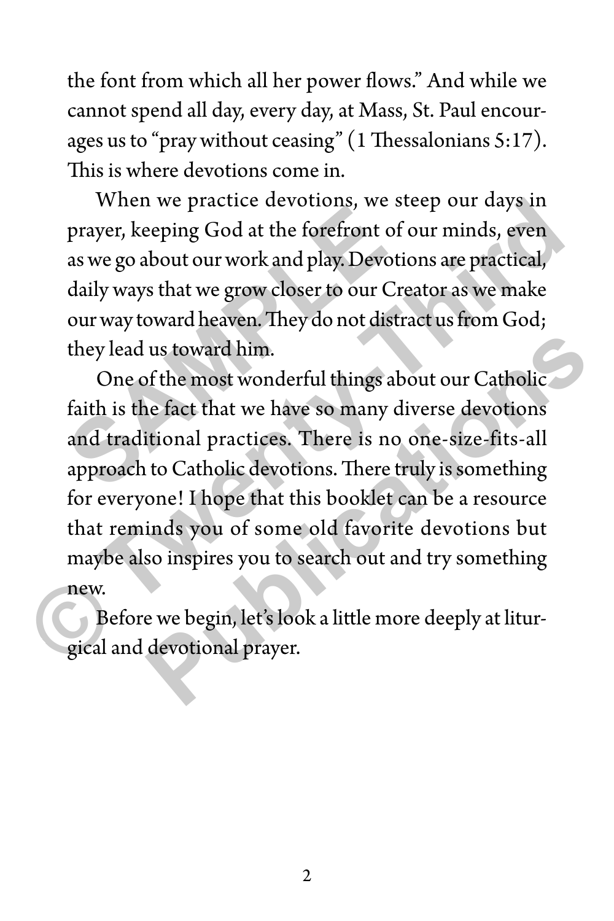the font from which all her power flows." And while we cannot spend all day, every day, at Mass, St. Paul encourages us to "pray without ceasing" (1 Thessalonians 5:17). This is where devotions come in.

When we practice devotions, we steep our days in prayer, keeping God at the forefront of our minds, even as we go about our work and play. Devotions are practical, daily ways that we grow closer to our Creator as we make our way toward heaven. They do not distract us from God; they lead us toward him.

One of the most wonderful things about our Catholic faith is the fact that we have so many diverse devotions and traditional practices. There is no one-size-fits-all approach to Catholic devotions. There truly is something for everyone! I hope that this booklet can be a resource that reminds you of some old favorite devotions but maybe also inspires you to search out and try something new.

Before we begin, let's look a little more deeply at liturgical and devotional prayer.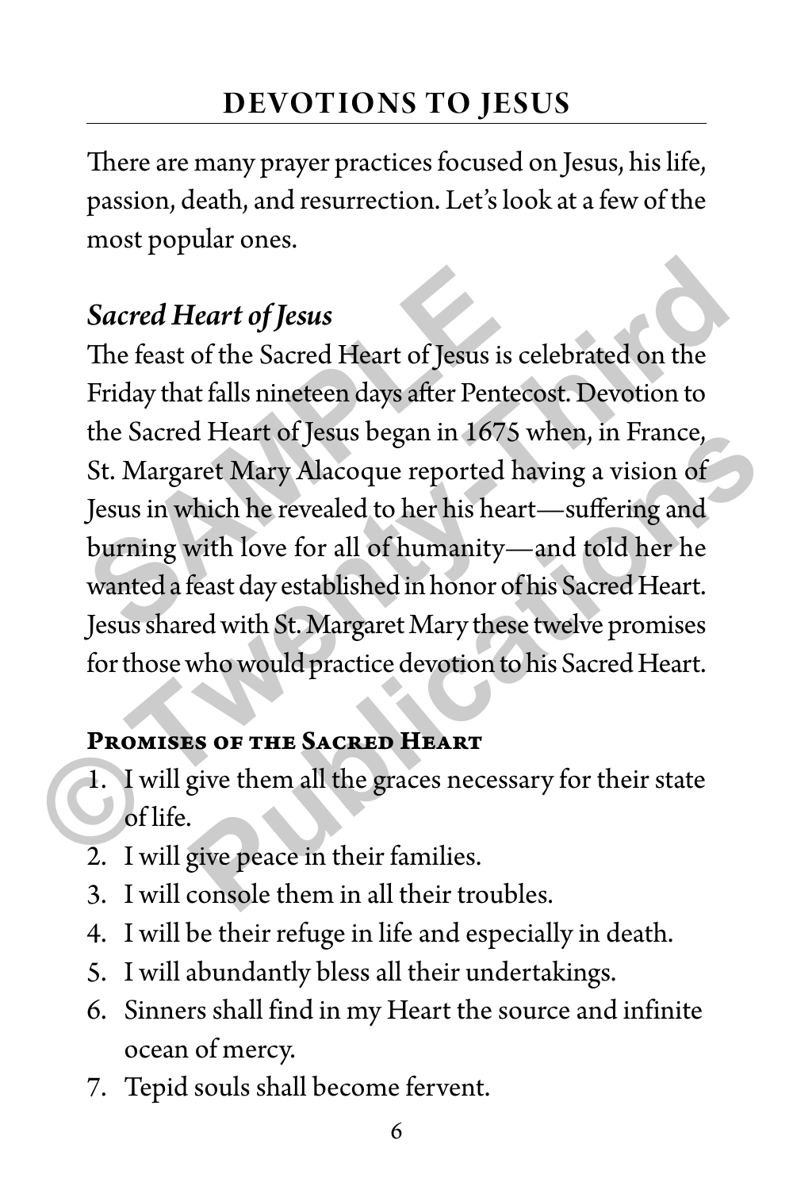## DEVOTIONS TO JESUS

There are many prayer practices focused on Jesus, his life, passion, death, and resurrection. Let's look at a few of the most popular ones.

### *Sacred Heart of Jesus*

The feast of the Sacred Heart of Jesus is celebrated on the Friday that falls nineteen days after Pentecost. Devotion to the Sacred Heart of Jesus began in 1675 when, in France, St. Margaret Mary Alacoque reported having a vision of Jesus in which he revealed to her his heart—suffering and burning with love for all of humanity—and told her he wanted a feast day established in honor of his Sacred Heart. Jesus shared with St. Margaret Mary these twelve promises for those who would practice devotion to his Sacred Heart.

#### Promises of the Sacred Heart

1. I will give them all the graces necessary for their state of life.
2. I will give peace in their families.
3. I will console them in all their troubles.
4. I will be their refuge in life and especially in death.
5. I will abundantly bless all their undertakings.
6. Sinners shall find in my Heart the source and infinite ocean of mercy.
7. Tepid souls shall become fervent.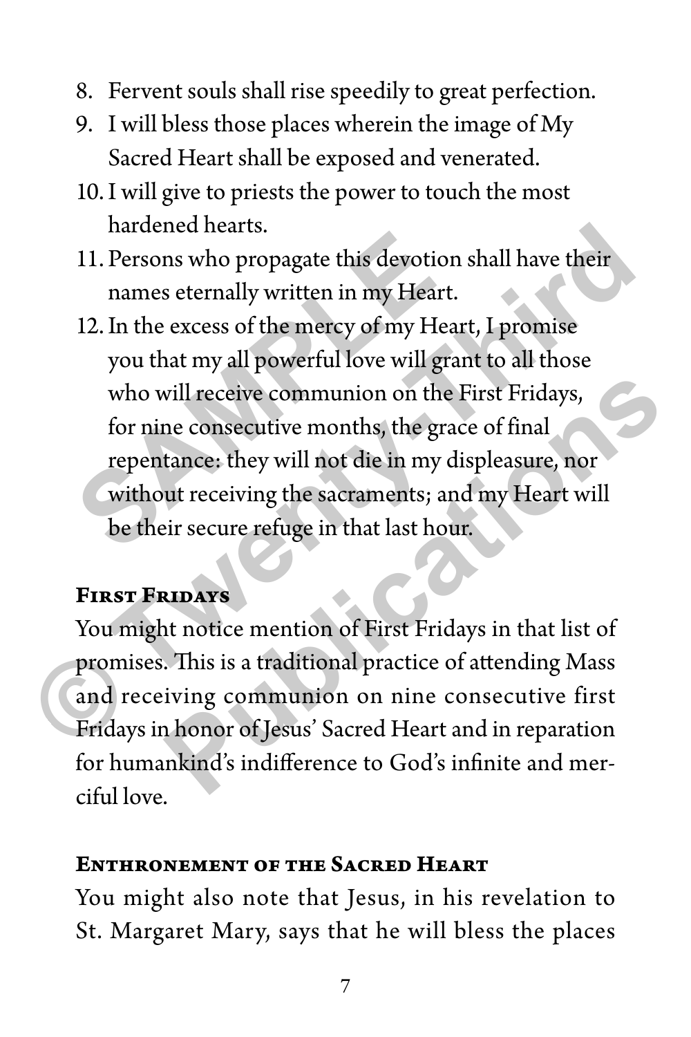8. Fervent souls shall rise speedily to great perfection.
9. I will bless those places wherein the image of My Sacred Heart shall be exposed and venerated.
10. I will give to priests the power to touch the most hardened hearts.
11. Persons who propagate this devotion shall have their names eternally written in my Heart.
12. In the excess of the mercy of my Heart, I promise you that my all powerful love will grant to all those who will receive communion on the First Fridays, for nine consecutive months, the grace of final repentance: they will not die in my displeasure, nor without receiving the sacraments; and my Heart will be their secure refuge in that last hour.

### First Fridays

You might notice mention of First Fridays in that list of promises. This is a traditional practice of attending Mass and receiving communion on nine consecutive first Fridays in honor of Jesus' Sacred Heart and in reparation for humankind's indifference to God's infinite and merciful love.

### Enthronement of the Sacred Heart

You might also note that Jesus, in his revelation to St. Margaret Mary, says that he will bless the places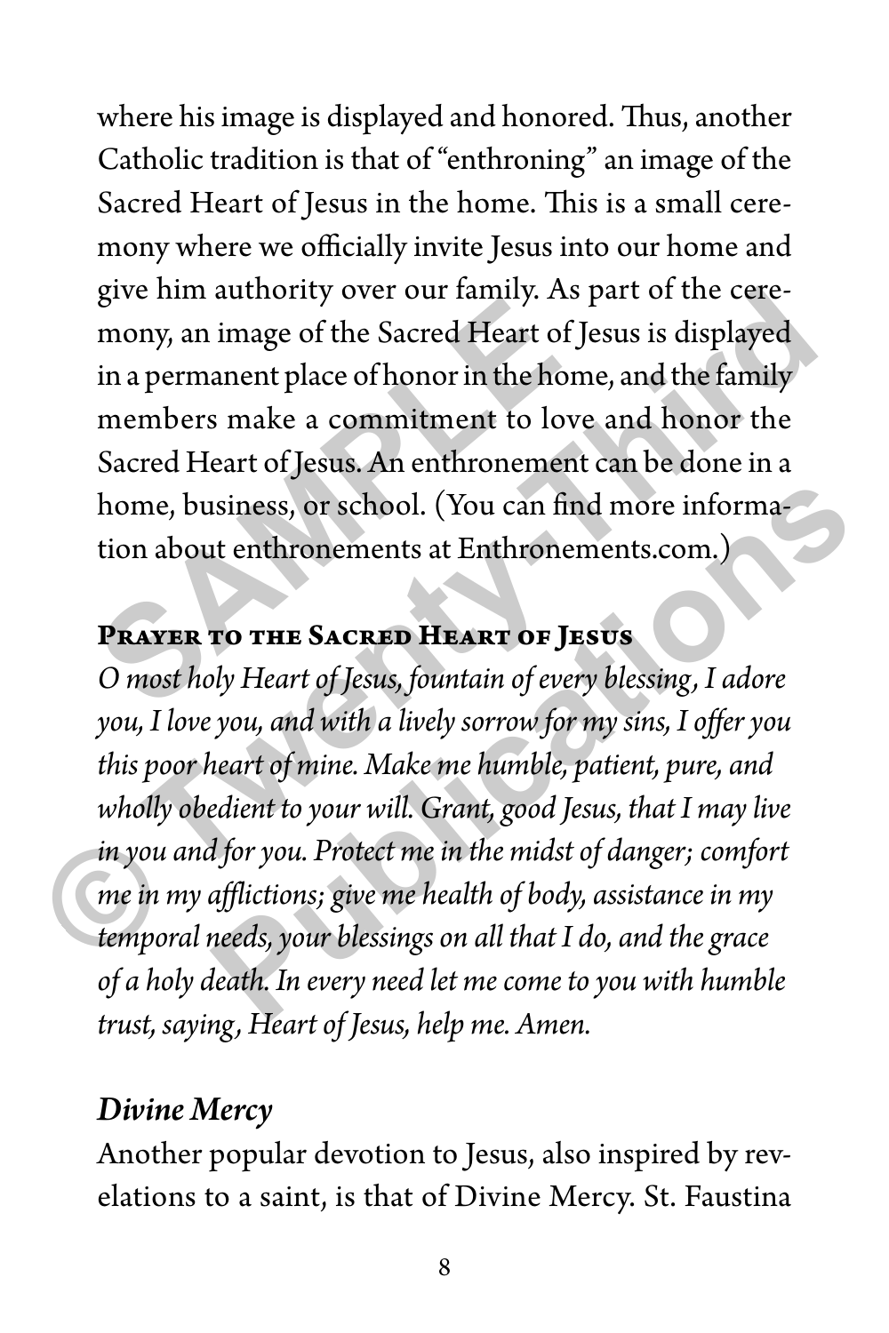where his image is displayed and honored. Thus, another Catholic tradition is that of "enthroning" an image of the Sacred Heart of Jesus in the home. This is a small ceremony where we officially invite Jesus into our home and give him authority over our family. As part of the ceremony, an image of the Sacred Heart of Jesus is displayed in a permanent place of honor in the home, and the family members make a commitment to love and honor the Sacred Heart of Jesus. An enthronement can be done in a home, business, or school. (You can find more information about enthronements at Enthronements.com.)

**Prayer to the Sacred Heart of Jesus**

*O most holy Heart of Jesus, fountain of every blessing, I adore you, I love you, and with a lively sorrow for my sins, I offer you this poor heart of mine. Make me humble, patient, pure, and wholly obedient to your will. Grant, good Jesus, that I may live in you and for you. Protect me in the midst of danger; comfort me in my afflictions; give me health of body, assistance in my temporal needs, your blessings on all that I do, and the grace of a holy death. In every need let me come to you with humble trust, saying, Heart of Jesus, help me. Amen.*

### *Divine Mercy*

Another popular devotion to Jesus, also inspired by revelations to a saint, is that of Divine Mercy. St. Faustina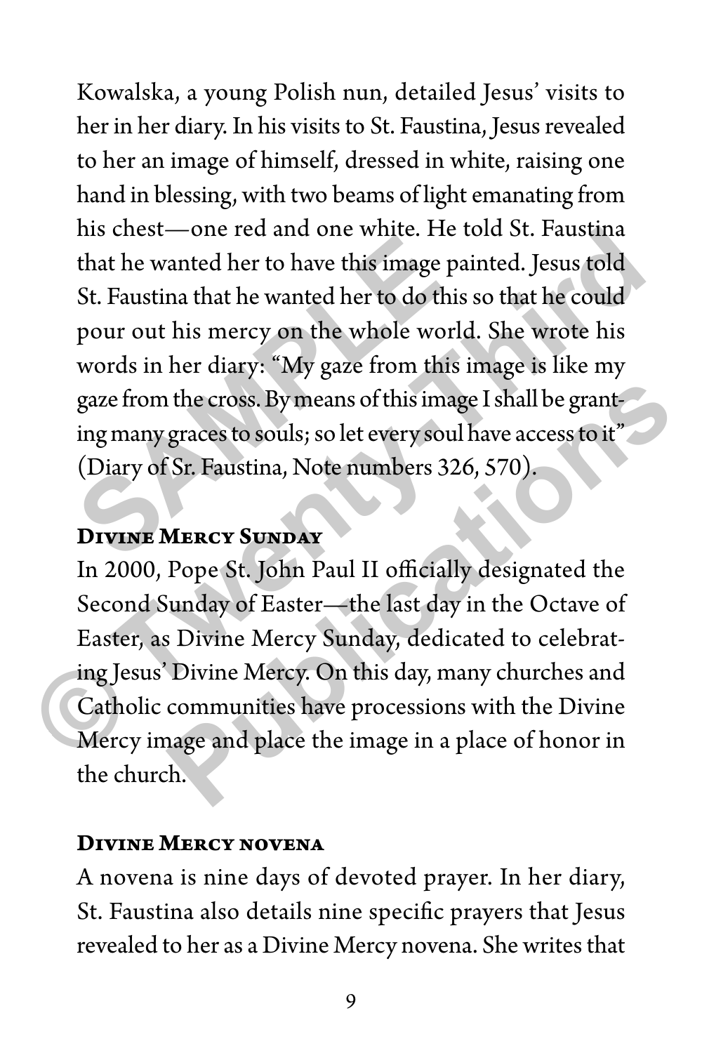Kowalska, a young Polish nun, detailed Jesus' visits to her in her diary. In his visits to St. Faustina, Jesus revealed to her an image of himself, dressed in white, raising one hand in blessing, with two beams of light emanating from his chest—one red and one white. He told St. Faustina that he wanted her to have this image painted. Jesus told St. Faustina that he wanted her to do this so that he could pour out his mercy on the whole world. She wrote his words in her diary: "My gaze from this image is like my gaze from the cross. By means of this image I shall be granting many graces to souls; so let every soul have access to it" (Diary of Sr. Faustina, Note numbers 326, 570).

## Divine Mercy Sunday

In 2000, Pope St. John Paul II officially designated the Second Sunday of Easter—the last day in the Octave of Easter, as Divine Mercy Sunday, dedicated to celebrating Jesus' Divine Mercy. On this day, many churches and Catholic communities have processions with the Divine Mercy image and place the image in a place of honor in the church.

## Divine Mercy novena

A novena is nine days of devoted prayer. In her diary, St. Faustina also details nine specific prayers that Jesus revealed to her as a Divine Mercy novena. She writes that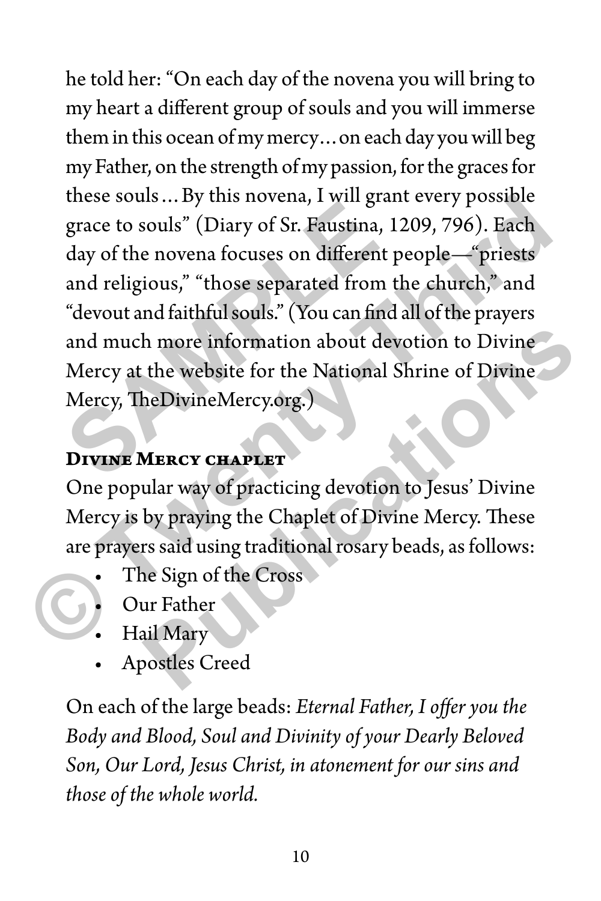he told her: "On each day of the novena you will bring to my heart a different group of souls and you will immerse them in this ocean of my mercy…on each day you will beg my Father, on the strength of my passion, for the graces for these souls…By this novena, I will grant every possible grace to souls" (Diary of Sr. Faustina, 1209, 796). Each day of the novena focuses on different people—"priests and religious," "those separated from the church," and "devout and faithful souls." (You can find all of the prayers and much more information about devotion to Divine Mercy at the website for the National Shrine of Divine Mercy, TheDivineMercy.org.)

### Divine Mercy chaplet

One popular way of practicing devotion to Jesus' Divine Mercy is by praying the Chaplet of Divine Mercy. These are prayers said using traditional rosary beads, as follows:

- The Sign of the Cross
- Our Father
- Hail Mary
- Apostles Creed

On each of the large beads: *Eternal Father, I offer you the Body and Blood, Soul and Divinity of your Dearly Beloved Son, Our Lord, Jesus Christ, in atonement for our sins and those of the whole world.*